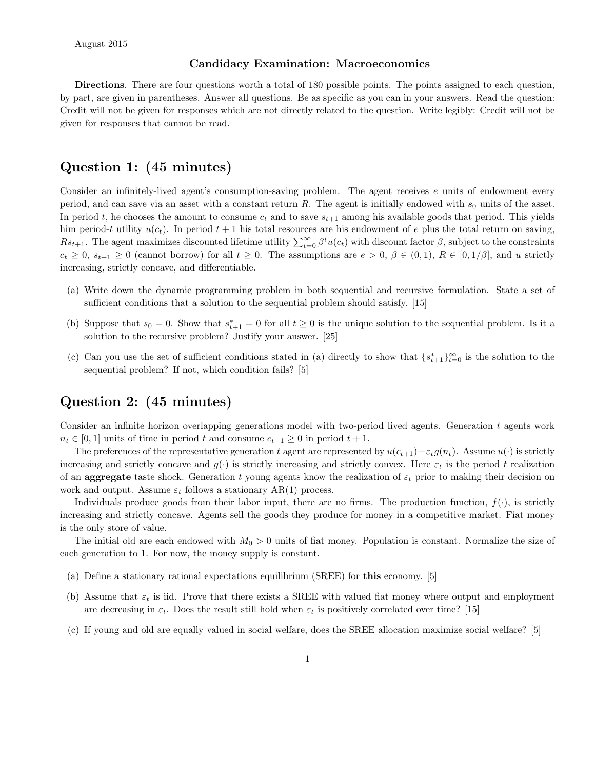August 2015

## Candidacy Examination: Macroeconomics

**Directions**. There are four questions worth a total of 180 possible points. The points assigned to each question, by part, are given in parentheses. Answer all questions. Be as specific as you can in your answers. Read the question: Credit will not be given for responses which are not directly related to the question. Write legibly: Credit will not be given for responses that cannot be read.

# Question 1: (45 minutes)

Consider an infinitely-lived agent's consumption-saving problem. The agent receives $e$ units of endowment every period, and can save via an asset with a constant return $R$. The agent is initially endowed with $s_0$ units of the asset. In period $t$, he chooses the amount to consume $c_t$ and to save $s_{t+1}$ among his available goods that period. This yields him period-$t$ utility $u(c_t)$. In period $t+1$ his total resources are his endowment of $e$ plus the total return on saving, $Rs_{t+1}$. The agent maximizes discounted lifetime utility $\sum_{t=0}^{\infty} \beta^t u(c_t)$ with discount factor $\beta$, subject to the constraints $c_t \geq 0$, $s_{t+1} \geq 0$ (cannot borrow) for all $t \geq 0$. The assumptions are $e > 0$, $\beta \in (0, 1)$, $R \in [0, 1/\beta]$, and $u$ strictly increasing, strictly concave, and differentiable.

(a) Write down the dynamic programming problem in both sequential and recursive formulation. State a set of sufficient conditions that a solution to the sequential problem should satisfy. [15]

(b) Suppose that $s_0 = 0$. Show that $s^*_{t+1} = 0$ for all $t \geq 0$ is the unique solution to the sequential problem. Is it a solution to the recursive problem? Justify your answer. [25]

(c) Can you use the set of sufficient conditions stated in (a) directly to show that $\{s^*_{t+1}\}_{t=0}^{\infty}$ is the solution to the sequential problem? If not, which condition fails? [5]

# Question 2: (45 minutes)

Consider an infinite horizon overlapping generations model with two-period lived agents. Generation $t$ agents work $n_t \in [0, 1]$ units of time in period $t$ and consume $c_{t+1} \geq 0$ in period $t+1$.

The preferences of the representative generation $t$ agent are represented by $u(c_{t+1}) - \varepsilon_t g(n_t)$. Assume $u(\cdot)$ is strictly increasing and strictly concave and $g(\cdot)$ is strictly increasing and strictly convex. Here $\varepsilon_t$ is the period $t$ realization of an **aggregate** taste shock. Generation $t$ young agents know the realization of $\varepsilon_t$ prior to making their decision on work and output. Assume $\varepsilon_t$ follows a stationary AR(1) process.

Individuals produce goods from their labor input, there are no firms. The production function, $f(\cdot)$, is strictly increasing and strictly concave. Agents sell the goods they produce for money in a competitive market. Fiat money is the only store of value.

The initial old are each endowed with $M_0 > 0$ units of fiat money. Population is constant. Normalize the size of each generation to 1. For now, the money supply is constant.

(a) Define a stationary rational expectations equilibrium (SREE) for **this** economy. [5]

(b) Assume that $\varepsilon_t$ is iid. Prove that there exists a SREE with valued fiat money where output and employment are decreasing in $\varepsilon_t$. Does the result still hold when $\varepsilon_t$ is positively correlated over time? [15]

(c) If young and old are equally valued in social welfare, does the SREE allocation maximize social welfare? [5]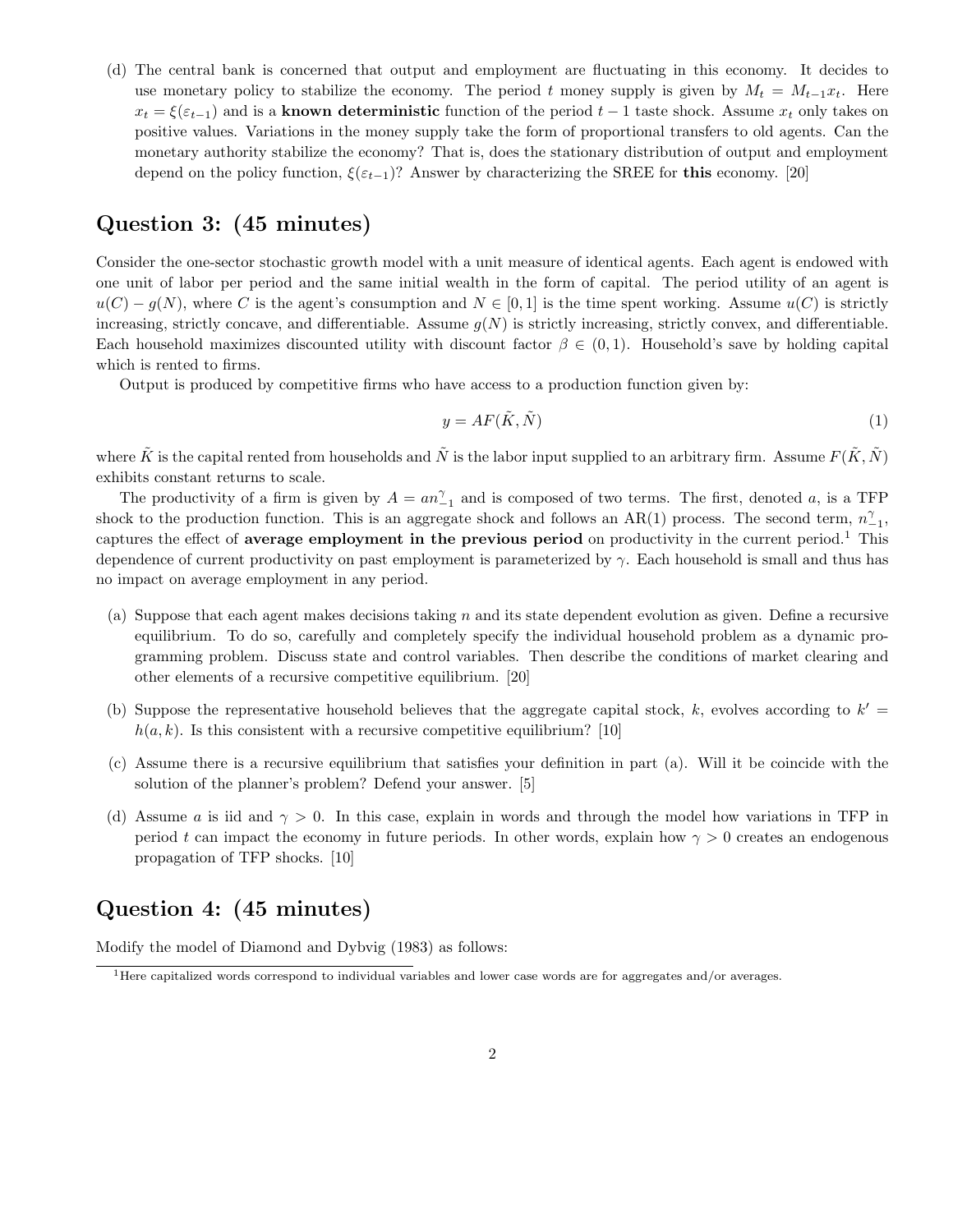(d) The central bank is concerned that output and employment are fluctuating in this economy. It decides to use monetary policy to stabilize the economy. The period $t$ money supply is given by $M_t = M_{t-1}x_t$. Here $x_t = \xi(\varepsilon_{t-1})$ and is a **known deterministic** function of the period $t-1$ taste shock. Assume $x_t$ only takes on positive values. Variations in the money supply take the form of proportional transfers to old agents. Can the monetary authority stabilize the economy? That is, does the stationary distribution of output and employment depend on the policy function, $\xi(\varepsilon_{t-1})$? Answer by characterizing the SREE for **this** economy. [20]

## Question 3: (45 minutes)

Consider the one-sector stochastic growth model with a unit measure of identical agents. Each agent is endowed with one unit of labor per period and the same initial wealth in the form of capital. The period utility of an agent is $u(C) - g(N)$, where $C$ is the agent's consumption and $N \in [0, 1]$ is the time spent working. Assume $u(C)$ is strictly increasing, strictly concave, and differentiable. Assume $g(N)$ is strictly increasing, strictly convex, and differentiable. Each household maximizes discounted utility with discount factor $\beta \in (0, 1)$. Household's save by holding capital which is rented to firms.

Output is produced by competitive firms who have access to a production function given by:

$$y = AF(\tilde{K}, \tilde{N}) \tag{1}$$

where $\tilde{K}$ is the capital rented from households and $\tilde{N}$ is the labor input supplied to an arbitrary firm. Assume $F(\tilde{K}, \tilde{N})$ exhibits constant returns to scale.

The productivity of a firm is given by $A = an_{-1}^{\gamma}$ and is composed of two terms. The first, denoted $a$, is a TFP shock to the production function. This is an aggregate shock and follows an AR(1) process. The second term, $n_{-1}^{\gamma}$, captures the effect of **average employment in the previous period** on productivity in the current period.[1] This dependence of current productivity on past employment is parameterized by $\gamma$. Each household is small and thus has no impact on average employment in any period.

(a) Suppose that each agent makes decisions taking $n$ and its state dependent evolution as given. Define a recursive equilibrium. To do so, carefully and completely specify the individual household problem as a dynamic programming problem. Discuss state and control variables. Then describe the conditions of market clearing and other elements of a recursive competitive equilibrium. [20]

(b) Suppose the representative household believes that the aggregate capital stock, $k$, evolves according to $k' = h(a, k)$. Is this consistent with a recursive competitive equilibrium? [10]

(c) Assume there is a recursive equilibrium that satisfies your definition in part (a). Will it be coincide with the solution of the planner's problem? Defend your answer. [5]

(d) Assume $a$ is iid and $\gamma > 0$. In this case, explain in words and through the model how variations in TFP in period $t$ can impact the economy in future periods. In other words, explain how $\gamma > 0$ creates an endogenous propagation of TFP shocks. [10]

## Question 4: (45 minutes)

Modify the model of Diamond and Dybvig (1983) as follows:

[1] Here capitalized words correspond to individual variables and lower case words are for aggregates and/or averages.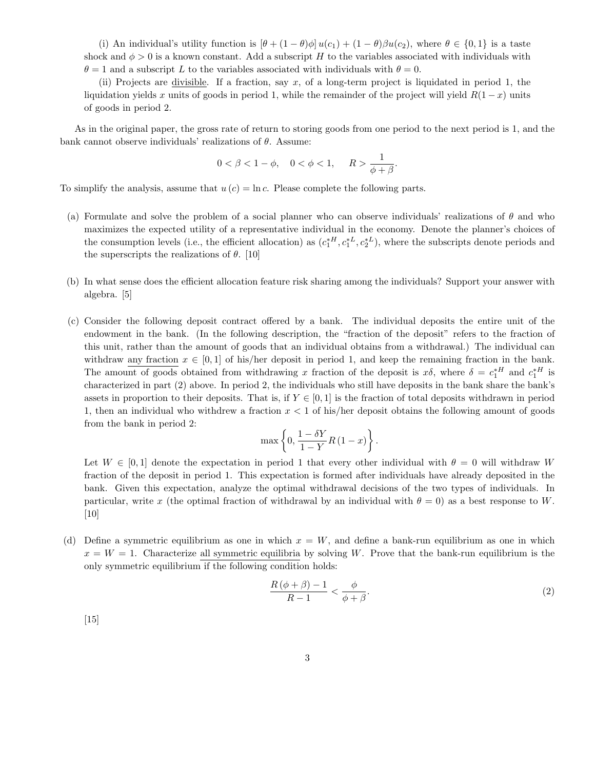(i) An individual's utility function is $[\theta + (1-\theta)\phi]\, u(c_1) + (1-\theta)\beta u(c_2)$, where $\theta \in \{0, 1\}$ is a taste shock and $\phi > 0$ is a known constant. Add a subscript $H$ to the variables associated with individuals with $\theta = 1$ and a subscript $L$ to the variables associated with individuals with $\theta = 0$.

(ii) Projects are <u>divisible</u>. If a fraction, say $x$, of a long-term project is liquidated in period 1, the liquidation yields $x$ units of goods in period 1, while the remainder of the project will yield $R(1-x)$ units of goods in period 2.

As in the original paper, the gross rate of return to storing goods from one period to the next period is 1, and the bank cannot observe individuals' realizations of $\theta$. Assume:

$$0 < \beta < 1 - \phi, \quad 0 < \phi < 1, \quad R > \frac{1}{\phi + \beta}.$$

To simplify the analysis, assume that $u(c) = \ln c$. Please complete the following parts.

(a) Formulate and solve the problem of a social planner who can observe individuals' realizations of $\theta$ and who maximizes the expected utility of a representative individual in the economy. Denote the planner's choices of the consumption levels (i.e., the efficient allocation) as $(c_1^{*H}, c_1^{*L}, c_2^{*L})$, where the subscripts denote periods and the superscripts the realizations of $\theta$. [10]

(b) In what sense does the efficient allocation feature risk sharing among the individuals? Support your answer with algebra. [5]

(c) Consider the following deposit contract offered by a bank. The individual deposits the entire unit of the endowment in the bank. (In the following description, the "fraction of the deposit" refers to the fraction of this unit, rather than the amount of goods that an individual obtains from a withdrawal.) The individual can withdraw <u>any fraction</u> $x \in [0, 1]$ of his/her deposit in period 1, and keep the remaining fraction in the bank. The amount of goods obtained from withdrawing $x$ fraction of the deposit is $x\delta$, where $\delta = c_1^{*H}$ and $c_1^{*H}$ is characterized in part (2) above. In period 2, the individuals who still have deposits in the bank share the bank's assets in proportion to their deposits. That is, if $Y \in [0, 1]$ is the fraction of total deposits withdrawn in period 1, then an individual who withdrew a fraction $x < 1$ of his/her deposit obtains the following amount of goods from the bank in period 2:

$$\max\left\{0, \frac{1 - \delta Y}{1 - Y} R(1 - x)\right\}.$$

Let $W \in [0, 1]$ denote the expectation in period 1 that every other individual with $\theta = 0$ will withdraw $W$ fraction of the deposit in period 1. This expectation is formed after individuals have already deposited in the bank. Given this expectation, analyze the optimal withdrawal decisions of the two types of individuals. In particular, write $x$ (the optimal fraction of withdrawal by an individual with $\theta = 0$) as a best response to $W$. [10]

(d) Define a symmetric equilibrium as one in which $x = W$, and define a bank-run equilibrium as one in which $x = W = 1$. Characterize <u>all symmetric equilibria</u> by solving $W$. Prove that the bank-run equilibrium is the only symmetric equilibrium if the following condition holds:

$$\frac{R(\phi + \beta) - 1}{R - 1} < \frac{\phi}{\phi + \beta}. \tag{2}$$

[15]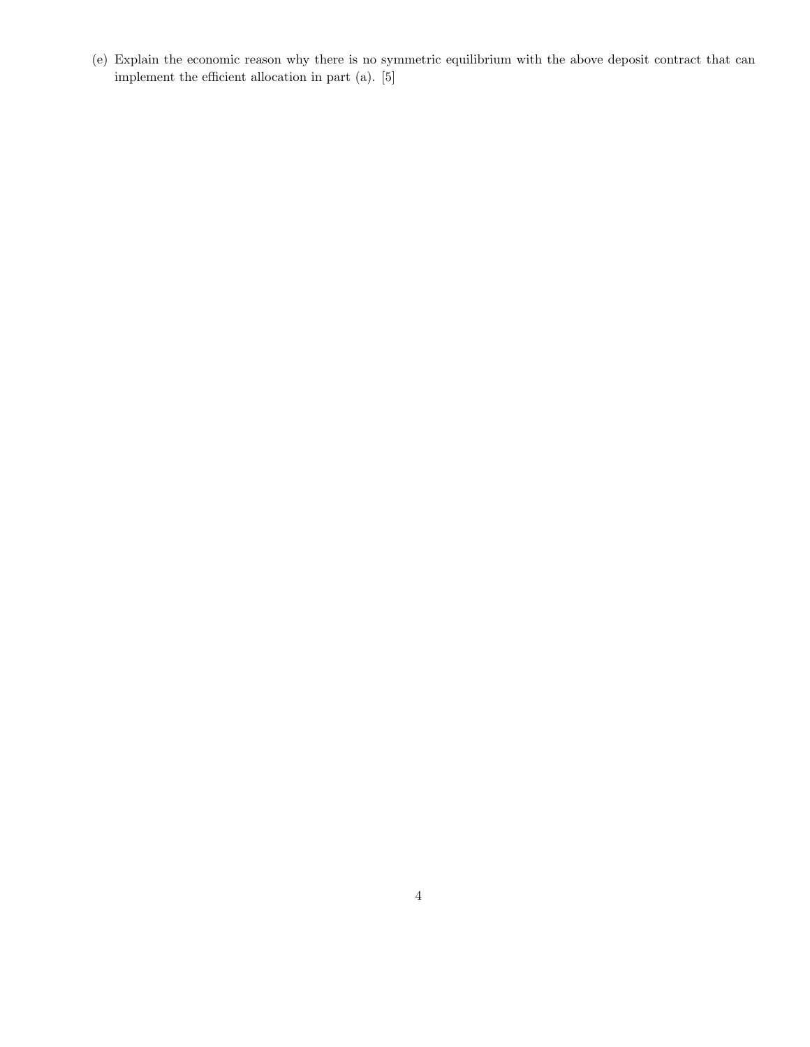(e) Explain the economic reason why there is no symmetric equilibrium with the above deposit contract that can implement the efficient allocation in part (a). [5]